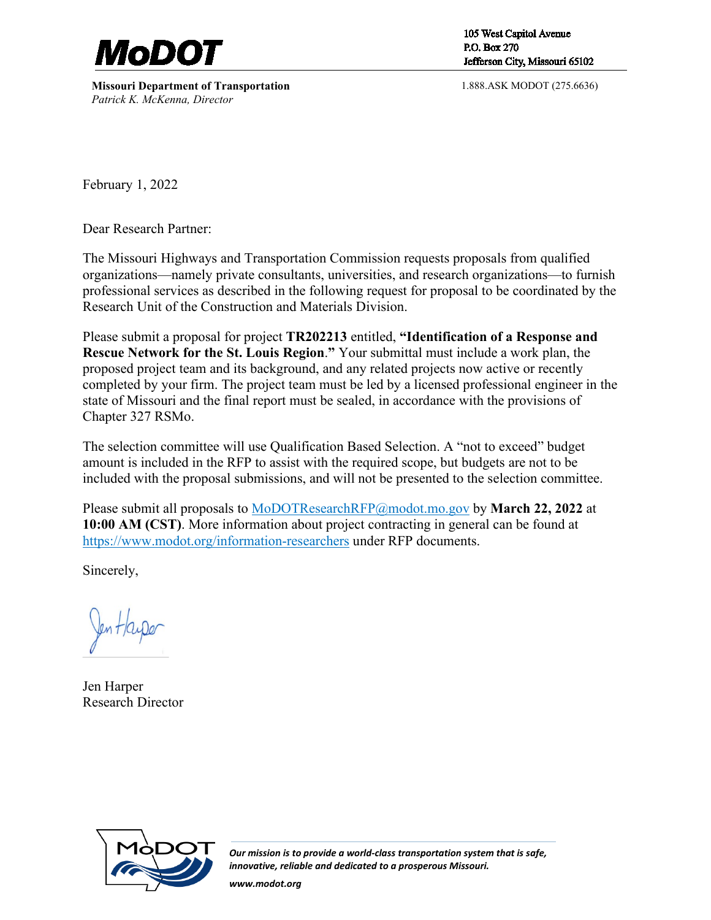**MoDOT**

105 West Capitol Avenue
P.O. Box 270
Jefferson City, Missouri 65102

**Missouri Department of Transportation**
*Patrick K. McKenna, Director*

1.888.ASK MODOT (275.6636)

February 1, 2022

Dear Research Partner:

The Missouri Highways and Transportation Commission requests proposals from qualified organizations—namely private consultants, universities, and research organizations—to furnish professional services as described in the following request for proposal to be coordinated by the Research Unit of the Construction and Materials Division.

Please submit a proposal for project **TR202213** entitled, **"Identification of a Response and Rescue Network for the St. Louis Region."** Your submittal must include a work plan, the proposed project team and its background, and any related projects now active or recently completed by your firm. The project team must be led by a licensed professional engineer in the state of Missouri and the final report must be sealed, in accordance with the provisions of Chapter 327 RSMo.

The selection committee will use Qualification Based Selection. A "not to exceed" budget amount is included in the RFP to assist with the required scope, but budgets are not to be included with the proposal submissions, and will not be presented to the selection committee.

Please submit all proposals to MoDOTResearchRFP@modot.mo.gov by **March 22, 2022** at **10:00 AM (CST)**. More information about project contracting in general can be found at https://www.modot.org/information-researchers under RFP documents.

Sincerely,

Jen Harper
Research Director

*Our mission is to provide a world-class transportation system that is safe, innovative, reliable and dedicated to a prosperous Missouri.*

*www.modot.org*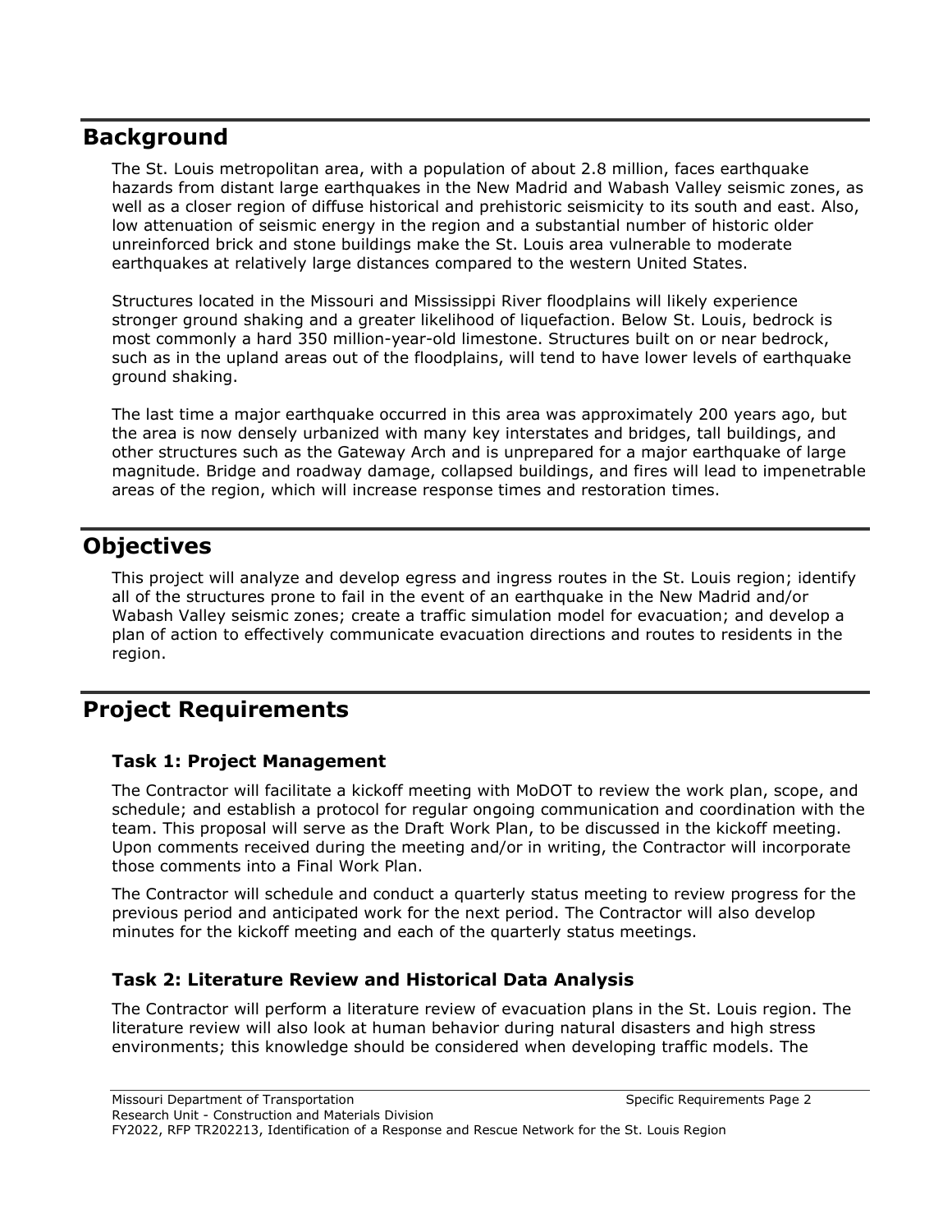## Background

The St. Louis metropolitan area, with a population of about 2.8 million, faces earthquake hazards from distant large earthquakes in the New Madrid and Wabash Valley seismic zones, as well as a closer region of diffuse historical and prehistoric seismicity to its south and east. Also, low attenuation of seismic energy in the region and a substantial number of historic older unreinforced brick and stone buildings make the St. Louis area vulnerable to moderate earthquakes at relatively large distances compared to the western United States.

Structures located in the Missouri and Mississippi River floodplains will likely experience stronger ground shaking and a greater likelihood of liquefaction. Below St. Louis, bedrock is most commonly a hard 350 million-year-old limestone. Structures built on or near bedrock, such as in the upland areas out of the floodplains, will tend to have lower levels of earthquake ground shaking.

The last time a major earthquake occurred in this area was approximately 200 years ago, but the area is now densely urbanized with many key interstates and bridges, tall buildings, and other structures such as the Gateway Arch and is unprepared for a major earthquake of large magnitude. Bridge and roadway damage, collapsed buildings, and fires will lead to impenetrable areas of the region, which will increase response times and restoration times.

## Objectives

This project will analyze and develop egress and ingress routes in the St. Louis region; identify all of the structures prone to fail in the event of an earthquake in the New Madrid and/or Wabash Valley seismic zones; create a traffic simulation model for evacuation; and develop a plan of action to effectively communicate evacuation directions and routes to residents in the region.

## Project Requirements

### Task 1: Project Management

The Contractor will facilitate a kickoff meeting with MoDOT to review the work plan, scope, and schedule; and establish a protocol for regular ongoing communication and coordination with the team. This proposal will serve as the Draft Work Plan, to be discussed in the kickoff meeting. Upon comments received during the meeting and/or in writing, the Contractor will incorporate those comments into a Final Work Plan.

The Contractor will schedule and conduct a quarterly status meeting to review progress for the previous period and anticipated work for the next period. The Contractor will also develop minutes for the kickoff meeting and each of the quarterly status meetings.

### Task 2: Literature Review and Historical Data Analysis

The Contractor will perform a literature review of evacuation plans in the St. Louis region. The literature review will also look at human behavior during natural disasters and high stress environments; this knowledge should be considered when developing traffic models. The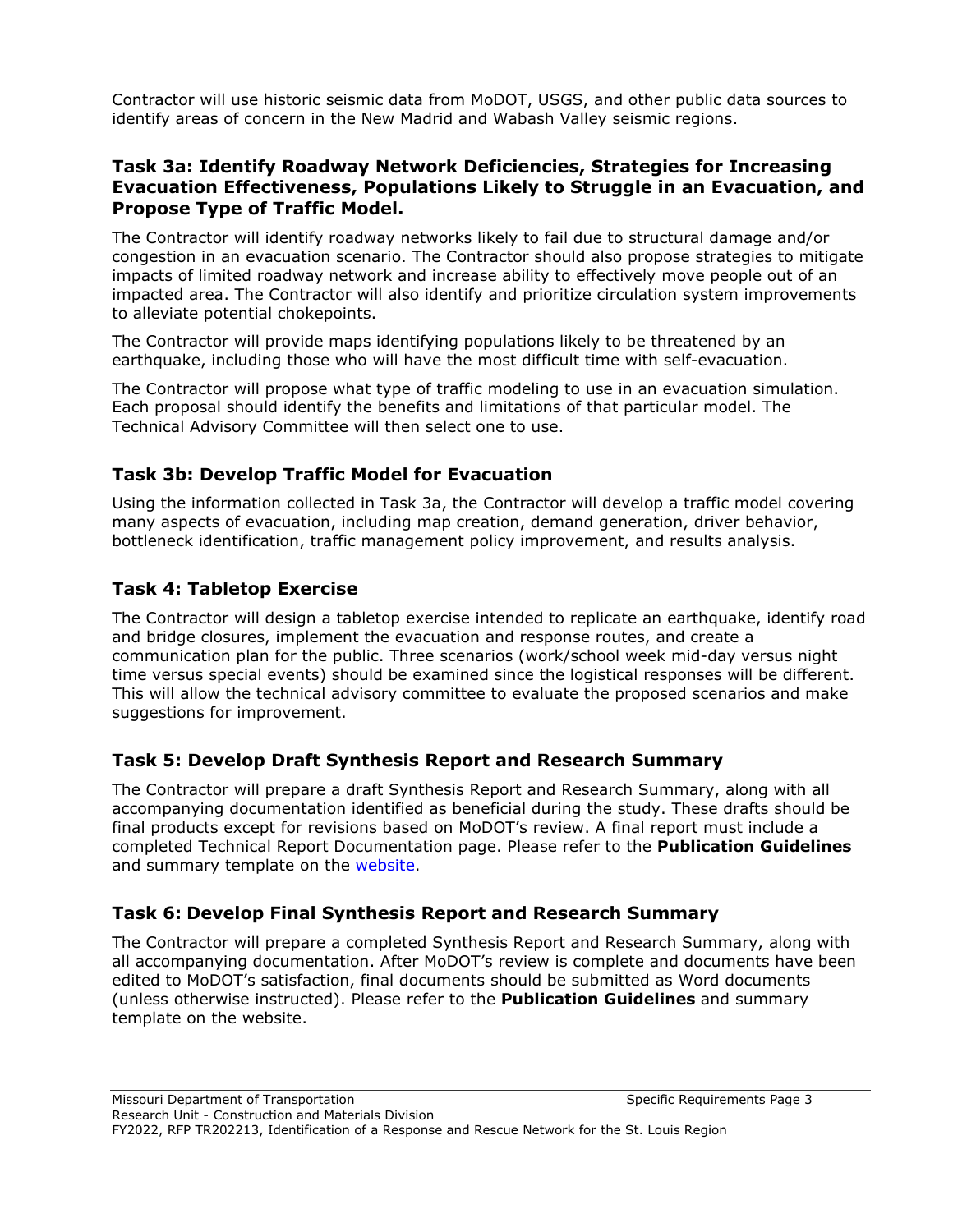Contractor will use historic seismic data from MoDOT, USGS, and other public data sources to identify areas of concern in the New Madrid and Wabash Valley seismic regions.

### Task 3a: Identify Roadway Network Deficiencies, Strategies for Increasing Evacuation Effectiveness, Populations Likely to Struggle in an Evacuation, and Propose Type of Traffic Model.

The Contractor will identify roadway networks likely to fail due to structural damage and/or congestion in an evacuation scenario. The Contractor should also propose strategies to mitigate impacts of limited roadway network and increase ability to effectively move people out of an impacted area. The Contractor will also identify and prioritize circulation system improvements to alleviate potential chokepoints.

The Contractor will provide maps identifying populations likely to be threatened by an earthquake, including those who will have the most difficult time with self-evacuation.

The Contractor will propose what type of traffic modeling to use in an evacuation simulation. Each proposal should identify the benefits and limitations of that particular model. The Technical Advisory Committee will then select one to use.

### Task 3b: Develop Traffic Model for Evacuation

Using the information collected in Task 3a, the Contractor will develop a traffic model covering many aspects of evacuation, including map creation, demand generation, driver behavior, bottleneck identification, traffic management policy improvement, and results analysis.

### Task 4: Tabletop Exercise

The Contractor will design a tabletop exercise intended to replicate an earthquake, identify road and bridge closures, implement the evacuation and response routes, and create a communication plan for the public. Three scenarios (work/school week mid-day versus night time versus special events) should be examined since the logistical responses will be different. This will allow the technical advisory committee to evaluate the proposed scenarios and make suggestions for improvement.

### Task 5: Develop Draft Synthesis Report and Research Summary

The Contractor will prepare a draft Synthesis Report and Research Summary, along with all accompanying documentation identified as beneficial during the study. These drafts should be final products except for revisions based on MoDOT's review. A final report must include a completed Technical Report Documentation page. Please refer to the **Publication Guidelines** and summary template on the website.

### Task 6: Develop Final Synthesis Report and Research Summary

The Contractor will prepare a completed Synthesis Report and Research Summary, along with all accompanying documentation. After MoDOT's review is complete and documents have been edited to MoDOT's satisfaction, final documents should be submitted as Word documents (unless otherwise instructed). Please refer to the **Publication Guidelines** and summary template on the website.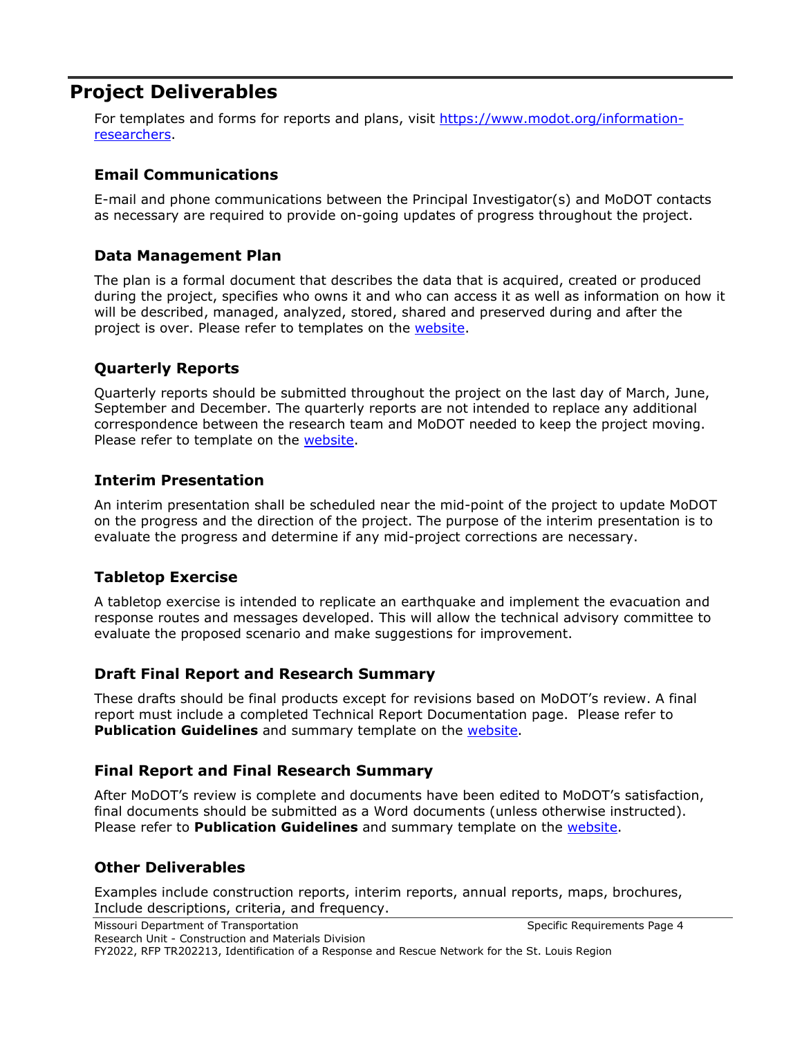## Project Deliverables

For templates and forms for reports and plans, visit [https://www.modot.org/information-researchers](https://www.modot.org/information-researchers).

### Email Communications

E-mail and phone communications between the Principal Investigator(s) and MoDOT contacts as necessary are required to provide on-going updates of progress throughout the project.

### Data Management Plan

The plan is a formal document that describes the data that is acquired, created or produced during the project, specifies who owns it and who can access it as well as information on how it will be described, managed, analyzed, stored, shared and preserved during and after the project is over. Please refer to templates on the website.

### Quarterly Reports

Quarterly reports should be submitted throughout the project on the last day of March, June, September and December. The quarterly reports are not intended to replace any additional correspondence between the research team and MoDOT needed to keep the project moving. Please refer to template on the website.

### Interim Presentation

An interim presentation shall be scheduled near the mid-point of the project to update MoDOT on the progress and the direction of the project. The purpose of the interim presentation is to evaluate the progress and determine if any mid-project corrections are necessary.

### Tabletop Exercise

A tabletop exercise is intended to replicate an earthquake and implement the evacuation and response routes and messages developed. This will allow the technical advisory committee to evaluate the proposed scenario and make suggestions for improvement.

### Draft Final Report and Research Summary

These drafts should be final products except for revisions based on MoDOT's review. A final report must include a completed Technical Report Documentation page. Please refer to **Publication Guidelines** and summary template on the website.

### Final Report and Final Research Summary

After MoDOT's review is complete and documents have been edited to MoDOT's satisfaction, final documents should be submitted as a Word documents (unless otherwise instructed). Please refer to **Publication Guidelines** and summary template on the website.

### Other Deliverables

Examples include construction reports, interim reports, annual reports, maps, brochures, Include descriptions, criteria, and frequency.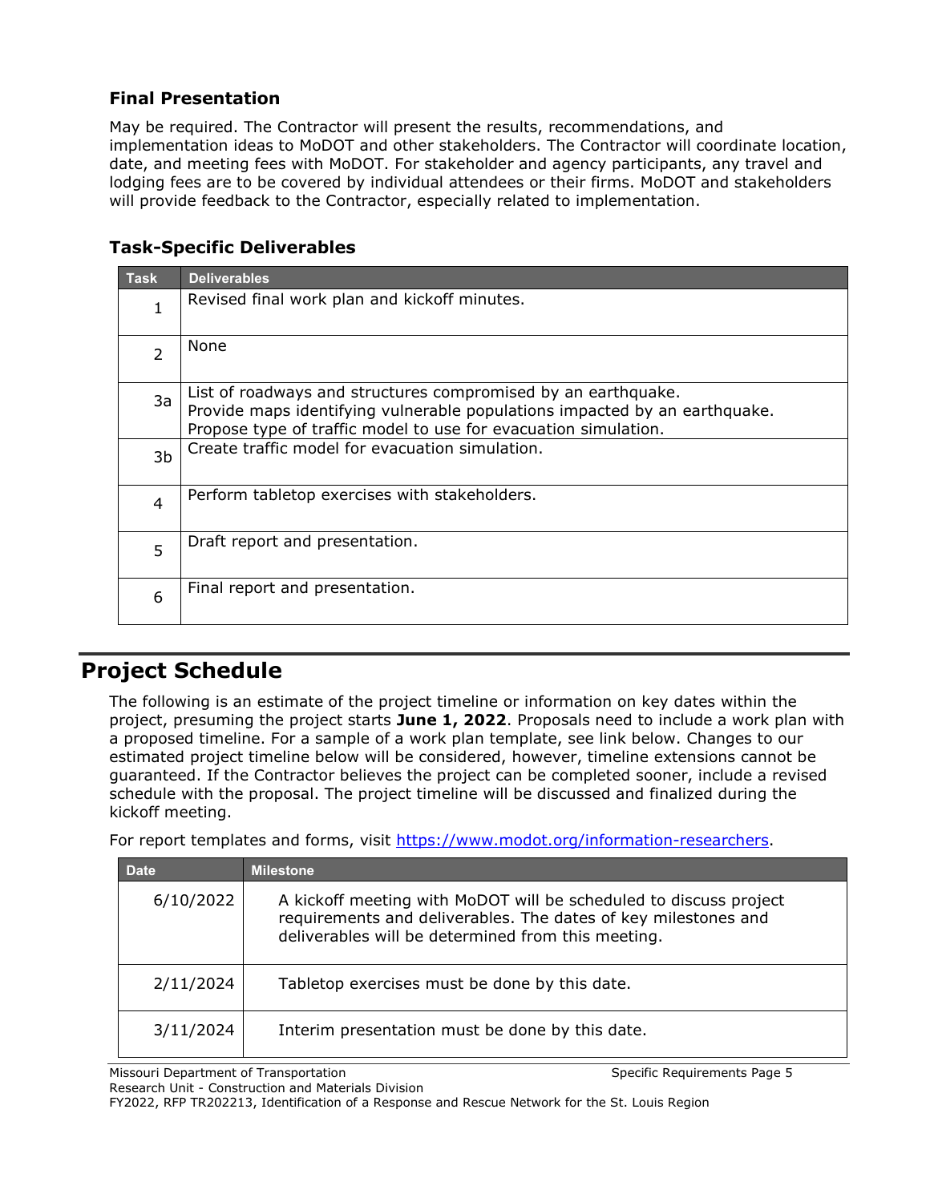### Final Presentation

May be required. The Contractor will present the results, recommendations, and implementation ideas to MoDOT and other stakeholders. The Contractor will coordinate location, date, and meeting fees with MoDOT. For stakeholder and agency participants, any travel and lodging fees are to be covered by individual attendees or their firms. MoDOT and stakeholders will provide feedback to the Contractor, especially related to implementation.

### Task-Specific Deliverables

| Task | Deliverables |
|---|---|
| 1 | Revised final work plan and kickoff minutes. |
| 2 | None |
| 3a | List of roadways and structures compromised by an earthquake.<br>Provide maps identifying vulnerable populations impacted by an earthquake.<br>Propose type of traffic model to use for evacuation simulation. |
| 3b | Create traffic model for evacuation simulation. |
| 4 | Perform tabletop exercises with stakeholders. |
| 5 | Draft report and presentation. |
| 6 | Final report and presentation. |

## Project Schedule

The following is an estimate of the project timeline or information on key dates within the project, presuming the project starts **June 1, 2022**. Proposals need to include a work plan with a proposed timeline. For a sample of a work plan template, see link below. Changes to our estimated project timeline below will be considered, however, timeline extensions cannot be guaranteed. If the Contractor believes the project can be completed sooner, include a revised schedule with the proposal. The project timeline will be discussed and finalized during the kickoff meeting.

For report templates and forms, visit https://www.modot.org/information-researchers.

| Date | Milestone |
|---|---|
| 6/10/2022 | A kickoff meeting with MoDOT will be scheduled to discuss project requirements and deliverables. The dates of key milestones and deliverables will be determined from this meeting. |
| 2/11/2024 | Tabletop exercises must be done by this date. |
| 3/11/2024 | Interim presentation must be done by this date. |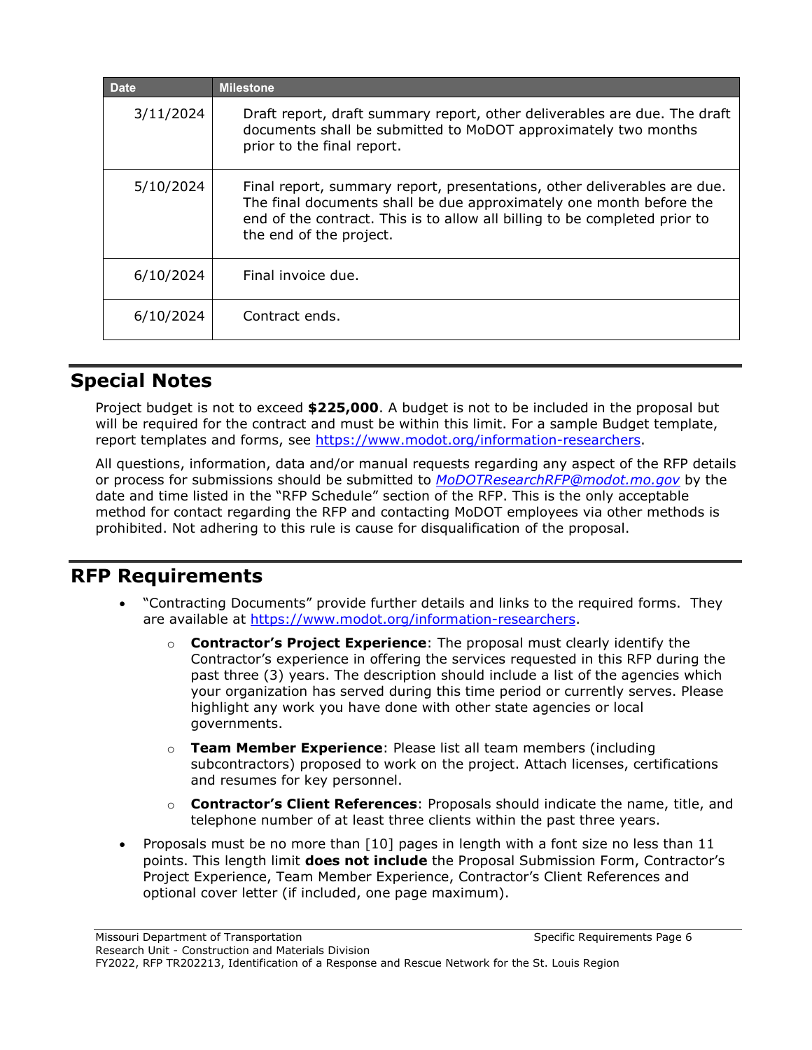| Date | Milestone |
|---|---|
| 3/11/2024 | Draft report, draft summary report, other deliverables are due. The draft documents shall be submitted to MoDOT approximately two months prior to the final report. |
| 5/10/2024 | Final report, summary report, presentations, other deliverables are due. The final documents shall be due approximately one month before the end of the contract. This is to allow all billing to be completed prior to the end of the project. |
| 6/10/2024 | Final invoice due. |
| 6/10/2024 | Contract ends. |

## Special Notes

Project budget is not to exceed **$225,000**. A budget is not to be included in the proposal but will be required for the contract and must be within this limit. For a sample Budget template, report templates and forms, see https://www.modot.org/information-researchers.

All questions, information, data and/or manual requests regarding any aspect of the RFP details or process for submissions should be submitted to *MoDOTResearchRFP@modot.mo.gov* by the date and time listed in the "RFP Schedule" section of the RFP. This is the only acceptable method for contact regarding the RFP and contacting MoDOT employees via other methods is prohibited. Not adhering to this rule is cause for disqualification of the proposal.

## RFP Requirements

- "Contracting Documents" provide further details and links to the required forms. They are available at https://www.modot.org/information-researchers.
    - **Contractor's Project Experience**: The proposal must clearly identify the Contractor's experience in offering the services requested in this RFP during the past three (3) years. The description should include a list of the agencies which your organization has served during this time period or currently serves. Please highlight any work you have done with other state agencies or local governments.
    - **Team Member Experience**: Please list all team members (including subcontractors) proposed to work on the project. Attach licenses, certifications and resumes for key personnel.
    - **Contractor's Client References**: Proposals should indicate the name, title, and telephone number of at least three clients within the past three years.
- Proposals must be no more than [10] pages in length with a font size no less than 11 points. This length limit **does not include** the Proposal Submission Form, Contractor's Project Experience, Team Member Experience, Contractor's Client References and optional cover letter (if included, one page maximum).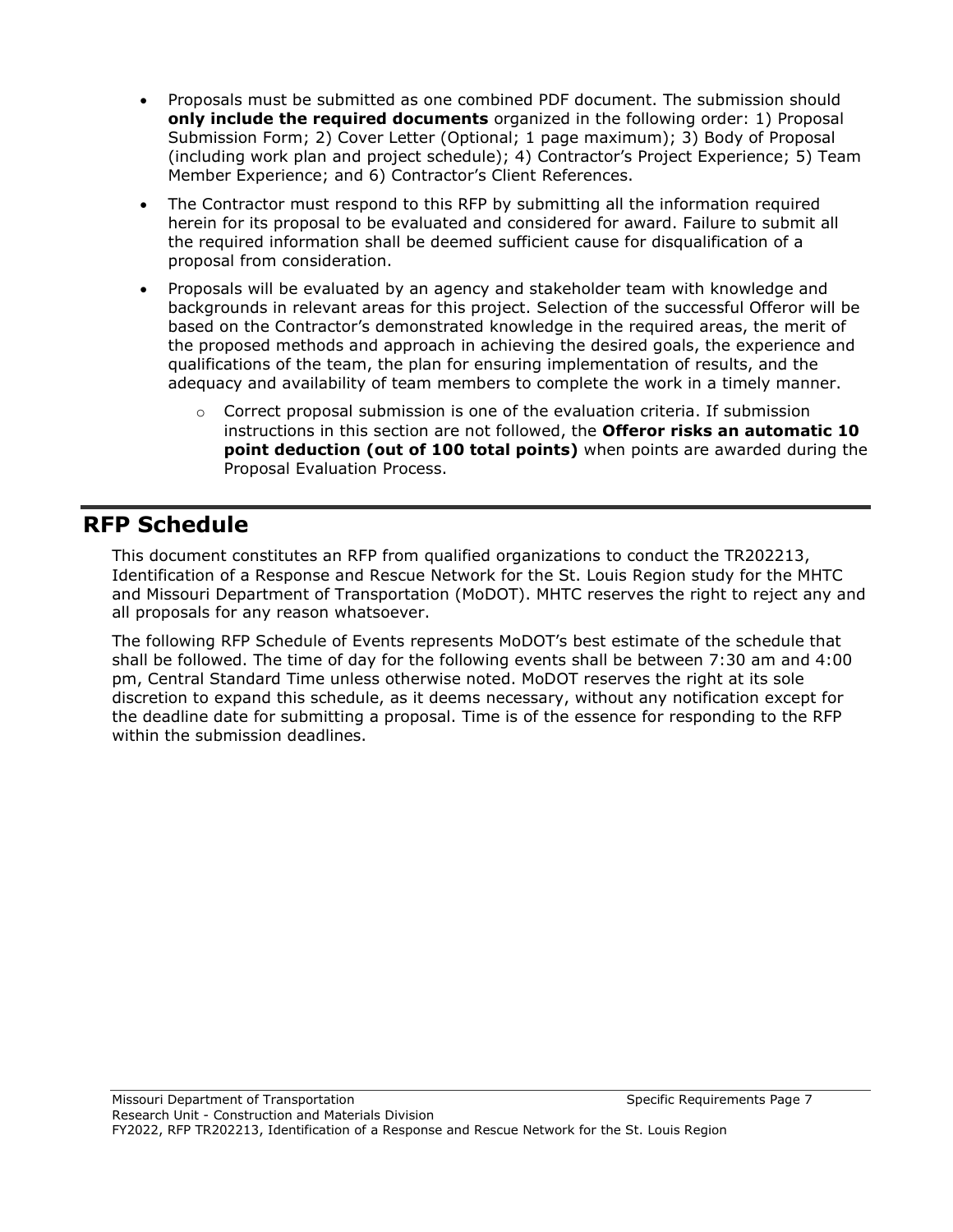- Proposals must be submitted as one combined PDF document. The submission should **only include the required documents** organized in the following order: 1) Proposal Submission Form; 2) Cover Letter (Optional; 1 page maximum); 3) Body of Proposal (including work plan and project schedule); 4) Contractor's Project Experience; 5) Team Member Experience; and 6) Contractor's Client References.
- The Contractor must respond to this RFP by submitting all the information required herein for its proposal to be evaluated and considered for award. Failure to submit all the required information shall be deemed sufficient cause for disqualification of a proposal from consideration.
- Proposals will be evaluated by an agency and stakeholder team with knowledge and backgrounds in relevant areas for this project. Selection of the successful Offeror will be based on the Contractor's demonstrated knowledge in the required areas, the merit of the proposed methods and approach in achieving the desired goals, the experience and qualifications of the team, the plan for ensuring implementation of results, and the adequacy and availability of team members to complete the work in a timely manner.
  - Correct proposal submission is one of the evaluation criteria. If submission instructions in this section are not followed, the **Offeror risks an automatic 10 point deduction (out of 100 total points)** when points are awarded during the Proposal Evaluation Process.

## RFP Schedule

This document constitutes an RFP from qualified organizations to conduct the TR202213, Identification of a Response and Rescue Network for the St. Louis Region study for the MHTC and Missouri Department of Transportation (MoDOT). MHTC reserves the right to reject any and all proposals for any reason whatsoever.

The following RFP Schedule of Events represents MoDOT's best estimate of the schedule that shall be followed. The time of day for the following events shall be between 7:30 am and 4:00 pm, Central Standard Time unless otherwise noted. MoDOT reserves the right at its sole discretion to expand this schedule, as it deems necessary, without any notification except for the deadline date for submitting a proposal. Time is of the essence for responding to the RFP within the submission deadlines.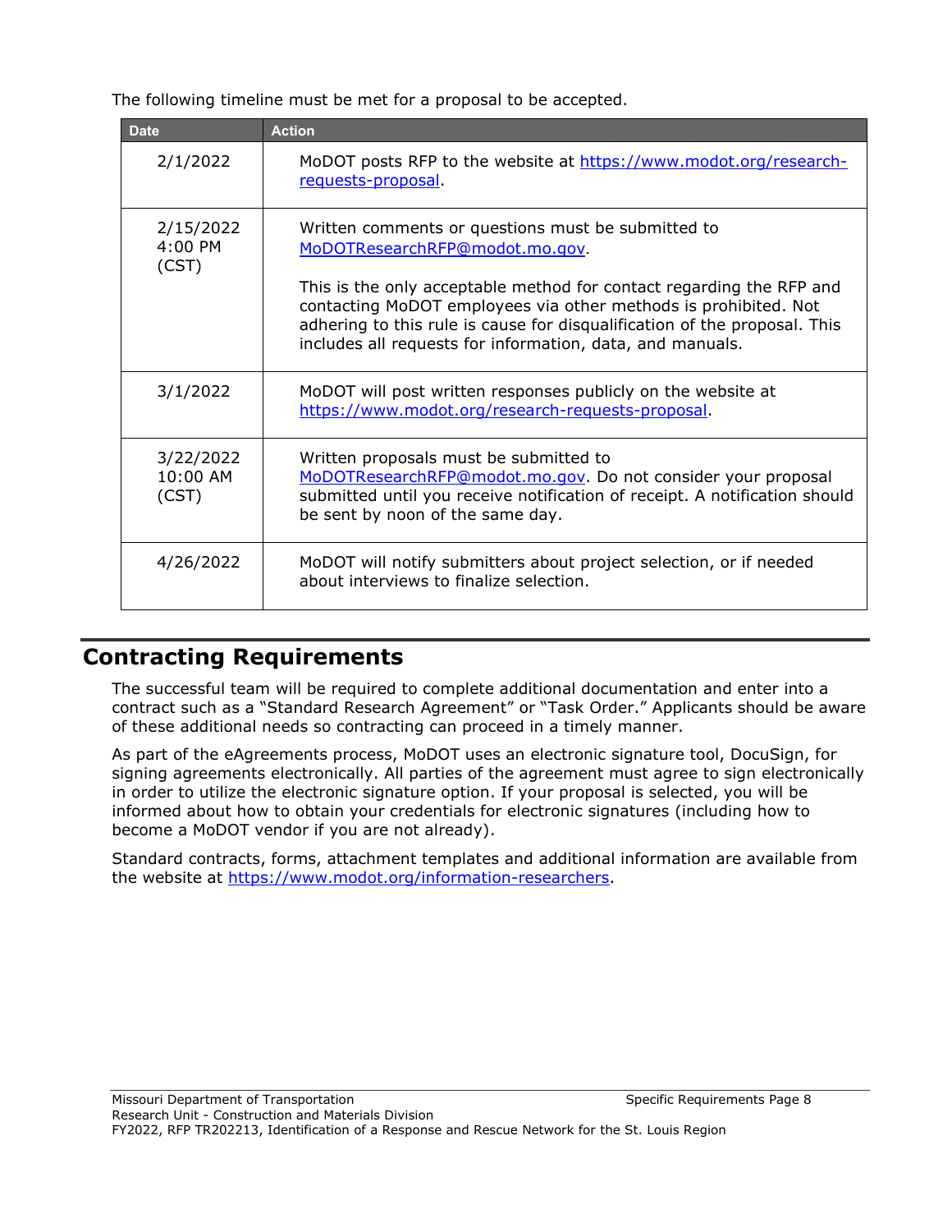The following timeline must be met for a proposal to be accepted.

| Date | Action |
| --- | --- |
| 2/1/2022 | MoDOT posts RFP to the website at https://www.modot.org/research-requests-proposal. |
| 2/15/2022 4:00 PM (CST) | Written comments or questions must be submitted to MoDOTResearchRFP@modot.mo.gov.<br><br>This is the only acceptable method for contact regarding the RFP and contacting MoDOT employees via other methods is prohibited. Not adhering to this rule is cause for disqualification of the proposal. This includes all requests for information, data, and manuals. |
| 3/1/2022 | MoDOT will post written responses publicly on the website at https://www.modot.org/research-requests-proposal. |
| 3/22/2022 10:00 AM (CST) | Written proposals must be submitted to MoDOTResearchRFP@modot.mo.gov. Do not consider your proposal submitted until you receive notification of receipt. A notification should be sent by noon of the same day. |
| 4/26/2022 | MoDOT will notify submitters about project selection, or if needed about interviews to finalize selection. |

## Contracting Requirements

The successful team will be required to complete additional documentation and enter into a contract such as a "Standard Research Agreement" or "Task Order." Applicants should be aware of these additional needs so contracting can proceed in a timely manner.

As part of the eAgreements process, MoDOT uses an electronic signature tool, DocuSign, for signing agreements electronically. All parties of the agreement must agree to sign electronically in order to utilize the electronic signature option. If your proposal is selected, you will be informed about how to obtain your credentials for electronic signatures (including how to become a MoDOT vendor if you are not already).

Standard contracts, forms, attachment templates and additional information are available from the website at https://www.modot.org/information-researchers.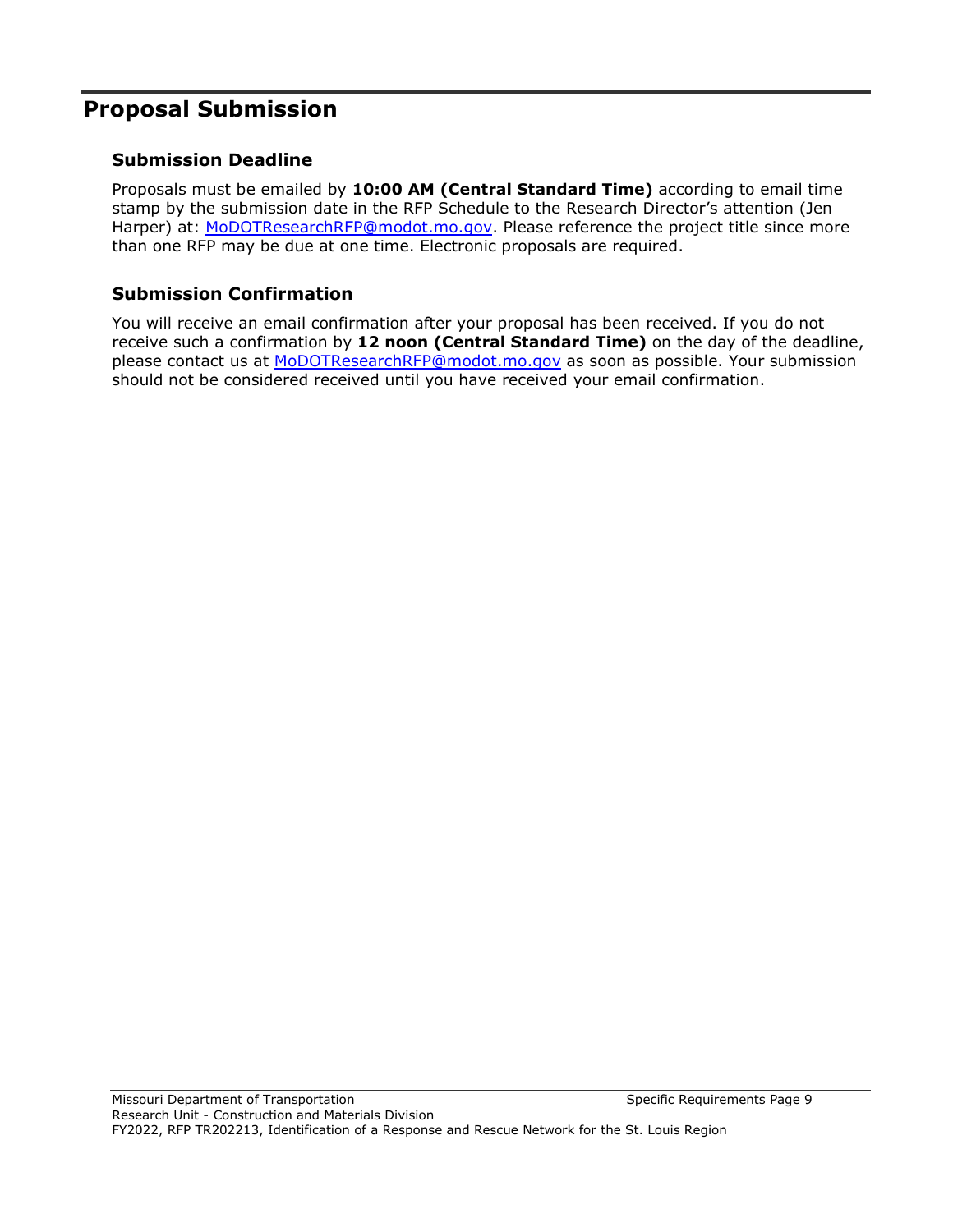## Proposal Submission

### Submission Deadline

Proposals must be emailed by **10:00 AM (Central Standard Time)** according to email time stamp by the submission date in the RFP Schedule to the Research Director's attention (Jen Harper) at: MoDOTResearchRFP@modot.mo.gov. Please reference the project title since more than one RFP may be due at one time. Electronic proposals are required.

### Submission Confirmation

You will receive an email confirmation after your proposal has been received. If you do not receive such a confirmation by **12 noon (Central Standard Time)** on the day of the deadline, please contact us at MoDOTResearchRFP@modot.mo.gov as soon as possible. Your submission should not be considered received until you have received your email confirmation.